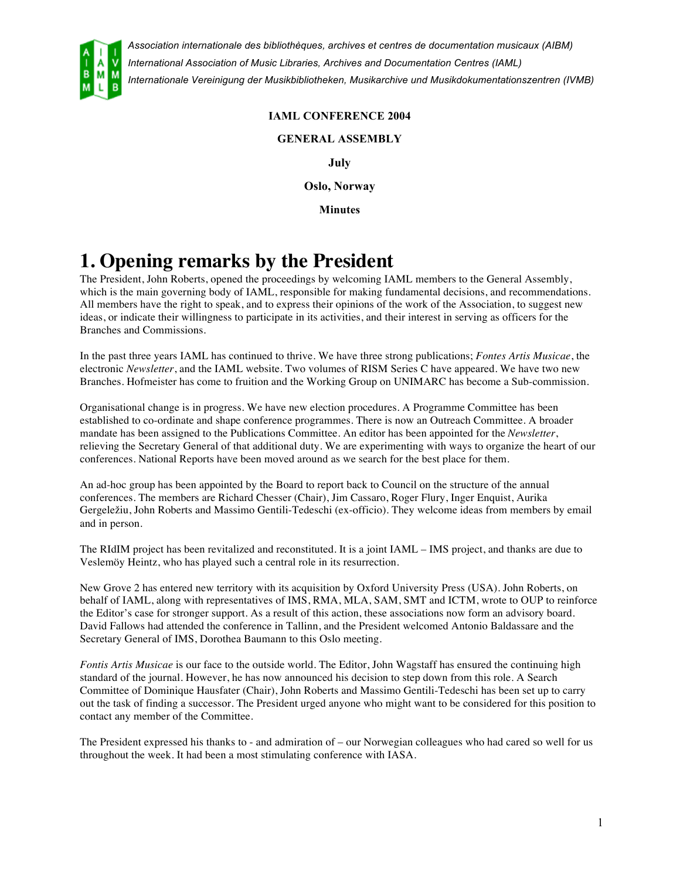*Association internationale des bibliothèques, archives et centres de documentation musicaux (AIBM)*
*International Association of Music Libraries, Archives and Documentation Centres (IAML)*
*Internationale Vereinigung der Musikbibliotheken, Musikarchive und Musikdokumentationszentren (IVMB)*

**IAML CONFERENCE 2004**

**GENERAL ASSEMBLY**

**July**

**Oslo, Norway**

**Minutes**

# 1. Opening remarks by the President

The President, John Roberts, opened the proceedings by welcoming IAML members to the General Assembly, which is the main governing body of IAML, responsible for making fundamental decisions, and recommendations. All members have the right to speak, and to express their opinions of the work of the Association, to suggest new ideas, or indicate their willingness to participate in its activities, and their interest in serving as officers for the Branches and Commissions.

In the past three years IAML has continued to thrive. We have three strong publications; *Fontes Artis Musicae*, the electronic *Newsletter*, and the IAML website. Two volumes of RISM Series C have appeared. We have two new Branches. Hofmeister has come to fruition and the Working Group on UNIMARC has become a Sub-commission.

Organisational change is in progress. We have new election procedures. A Programme Committee has been established to co-ordinate and shape conference programmes. There is now an Outreach Committee. A broader mandate has been assigned to the Publications Committee. An editor has been appointed for the *Newsletter*, relieving the Secretary General of that additional duty. We are experimenting with ways to organize the heart of our conferences. National Reports have been moved around as we search for the best place for them.

An ad-hoc group has been appointed by the Board to report back to Council on the structure of the annual conferences. The members are Richard Chesser (Chair), Jim Cassaro, Roger Flury, Inger Enquist, Aurika Gergeležiu, John Roberts and Massimo Gentili-Tedeschi (ex-officio). They welcome ideas from members by email and in person.

The RIdIM project has been revitalized and reconstituted. It is a joint IAML – IMS project, and thanks are due to Veslemöy Heintz, who has played such a central role in its resurrection.

New Grove 2 has entered new territory with its acquisition by Oxford University Press (USA). John Roberts, on behalf of IAML, along with representatives of IMS, RMA, MLA, SAM, SMT and ICTM, wrote to OUP to reinforce the Editor's case for stronger support. As a result of this action, these associations now form an advisory board. David Fallows had attended the conference in Tallinn, and the President welcomed Antonio Baldassare and the Secretary General of IMS, Dorothea Baumann to this Oslo meeting.

*Fontis Artis Musicae* is our face to the outside world. The Editor, John Wagstaff has ensured the continuing high standard of the journal. However, he has now announced his decision to step down from this role. A Search Committee of Dominique Hausfater (Chair), John Roberts and Massimo Gentili-Tedeschi has been set up to carry out the task of finding a successor. The President urged anyone who might want to be considered for this position to contact any member of the Committee.

The President expressed his thanks to - and admiration of – our Norwegian colleagues who had cared so well for us throughout the week. It had been a most stimulating conference with IASA.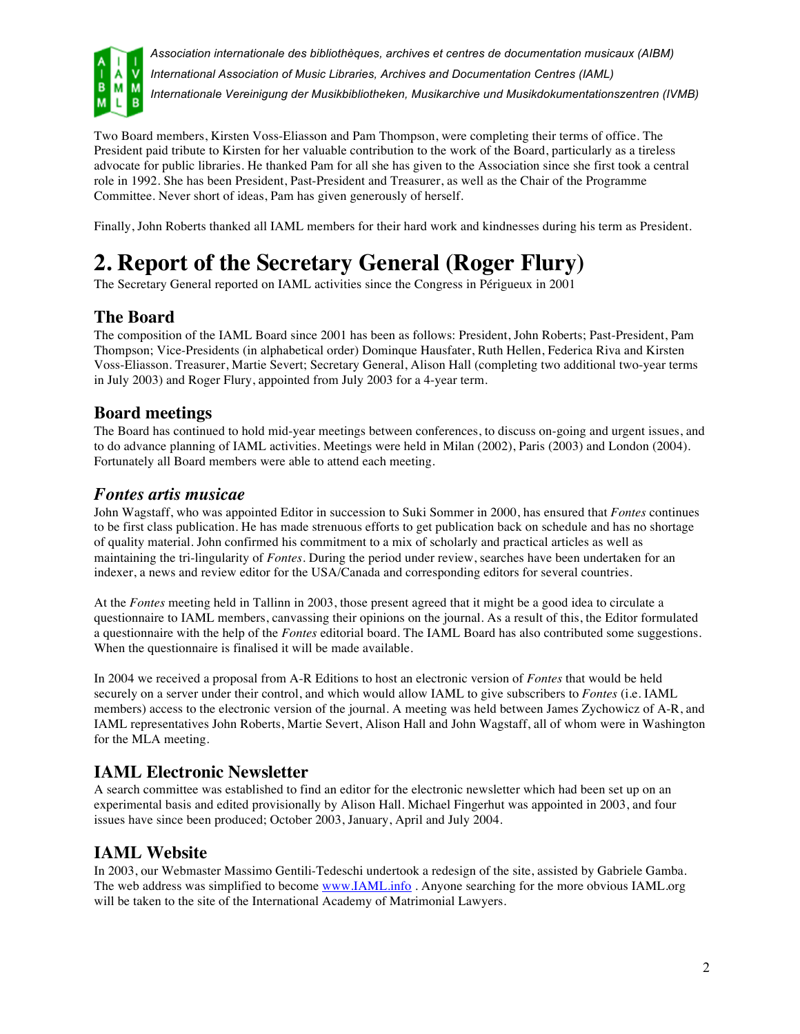Two Board members, Kirsten Voss-Eliasson and Pam Thompson, were completing their terms of office. The President paid tribute to Kirsten for her valuable contribution to the work of the Board, particularly as a tireless advocate for public libraries. He thanked Pam for all she has given to the Association since she first took a central role in 1992. She has been President, Past-President and Treasurer, as well as the Chair of the Programme Committee. Never short of ideas, Pam has given generously of herself.

Finally, John Roberts thanked all IAML members for their hard work and kindnesses during his term as President.

# 2. Report of the Secretary General (Roger Flury)

The Secretary General reported on IAML activities since the Congress in Périgueux in 2001

## The Board

The composition of the IAML Board since 2001 has been as follows: President, John Roberts; Past-President, Pam Thompson; Vice-Presidents (in alphabetical order) Dominque Hausfater, Ruth Hellen, Federica Riva and Kirsten Voss-Eliasson. Treasurer, Martie Severt; Secretary General, Alison Hall (completing two additional two-year terms in July 2003) and Roger Flury, appointed from July 2003 for a 4-year term.

## Board meetings

The Board has continued to hold mid-year meetings between conferences, to discuss on-going and urgent issues, and to do advance planning of IAML activities. Meetings were held in Milan (2002), Paris (2003) and London (2004). Fortunately all Board members were able to attend each meeting.

## *Fontes artis musicae*

John Wagstaff, who was appointed Editor in succession to Suki Sommer in 2000, has ensured that *Fontes* continues to be first class publication. He has made strenuous efforts to get publication back on schedule and has no shortage of quality material. John confirmed his commitment to a mix of scholarly and practical articles as well as maintaining the tri-lingularity of *Fontes*. During the period under review, searches have been undertaken for an indexer, a news and review editor for the USA/Canada and corresponding editors for several countries.

At the *Fontes* meeting held in Tallinn in 2003, those present agreed that it might be a good idea to circulate a questionnaire to IAML members, canvassing their opinions on the journal. As a result of this, the Editor formulated a questionnaire with the help of the *Fontes* editorial board. The IAML Board has also contributed some suggestions. When the questionnaire is finalised it will be made available.

In 2004 we received a proposal from A-R Editions to host an electronic version of *Fontes* that would be held securely on a server under their control, and which would allow IAML to give subscribers to *Fontes* (i.e. IAML members) access to the electronic version of the journal. A meeting was held between James Zychowicz of A-R, and IAML representatives John Roberts, Martie Severt, Alison Hall and John Wagstaff, all of whom were in Washington for the MLA meeting.

## IAML Electronic Newsletter

A search committee was established to find an editor for the electronic newsletter which had been set up on an experimental basis and edited provisionally by Alison Hall. Michael Fingerhut was appointed in 2003, and four issues have since been produced; October 2003, January, April and July 2004.

## IAML Website

In 2003, our Webmaster Massimo Gentili-Tedeschi undertook a redesign of the site, assisted by Gabriele Gamba. The web address was simplified to become [www.IAML.info](http://www.IAML.info) . Anyone searching for the more obvious IAML.org will be taken to the site of the International Academy of Matrimonial Lawyers.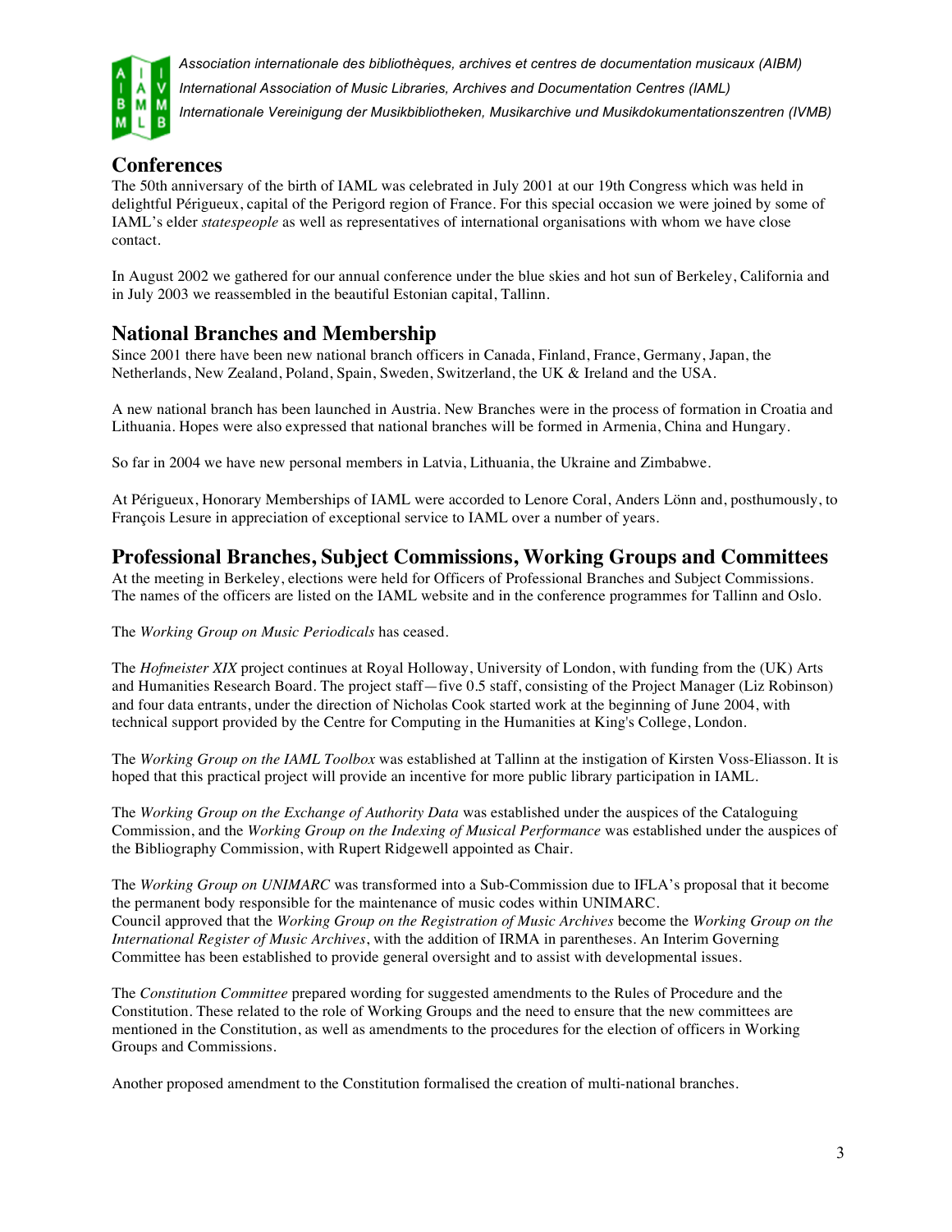## Conferences

The 50th anniversary of the birth of IAML was celebrated in July 2001 at our 19th Congress which was held in delightful Périgueux, capital of the Perigord region of France. For this special occasion we were joined by some of IAML's elder *statespeople* as well as representatives of international organisations with whom we have close contact.

In August 2002 we gathered for our annual conference under the blue skies and hot sun of Berkeley, California and in July 2003 we reassembled in the beautiful Estonian capital, Tallinn.

## National Branches and Membership

Since 2001 there have been new national branch officers in Canada, Finland, France, Germany, Japan, the Netherlands, New Zealand, Poland, Spain, Sweden, Switzerland, the UK & Ireland and the USA.

A new national branch has been launched in Austria. New Branches were in the process of formation in Croatia and Lithuania. Hopes were also expressed that national branches will be formed in Armenia, China and Hungary.

So far in 2004 we have new personal members in Latvia, Lithuania, the Ukraine and Zimbabwe.

At Périgueux, Honorary Memberships of IAML were accorded to Lenore Coral, Anders Lönn and, posthumously, to François Lesure in appreciation of exceptional service to IAML over a number of years.

## Professional Branches, Subject Commissions, Working Groups and Committees

At the meeting in Berkeley, elections were held for Officers of Professional Branches and Subject Commissions. The names of the officers are listed on the IAML website and in the conference programmes for Tallinn and Oslo.

The *Working Group on Music Periodicals* has ceased.

The *Hofmeister XIX* project continues at Royal Holloway, University of London, with funding from the (UK) Arts and Humanities Research Board. The project staff—five 0.5 staff, consisting of the Project Manager (Liz Robinson) and four data entrants, under the direction of Nicholas Cook started work at the beginning of June 2004, with technical support provided by the Centre for Computing in the Humanities at King's College, London.

The *Working Group on the IAML Toolbox* was established at Tallinn at the instigation of Kirsten Voss-Eliasson. It is hoped that this practical project will provide an incentive for more public library participation in IAML.

The *Working Group on the Exchange of Authority Data* was established under the auspices of the Cataloguing Commission, and the *Working Group on the Indexing of Musical Performance* was established under the auspices of the Bibliography Commission, with Rupert Ridgewell appointed as Chair.

The *Working Group on UNIMARC* was transformed into a Sub-Commission due to IFLA's proposal that it become the permanent body responsible for the maintenance of music codes within UNIMARC.
Council approved that the *Working Group on the Registration of Music Archives* become the *Working Group on the International Register of Music Archives*, with the addition of IRMA in parentheses. An Interim Governing Committee has been established to provide general oversight and to assist with developmental issues.

The *Constitution Committee* prepared wording for suggested amendments to the Rules of Procedure and the Constitution. These related to the role of Working Groups and the need to ensure that the new committees are mentioned in the Constitution, as well as amendments to the procedures for the election of officers in Working Groups and Commissions.

Another proposed amendment to the Constitution formalised the creation of multi-national branches.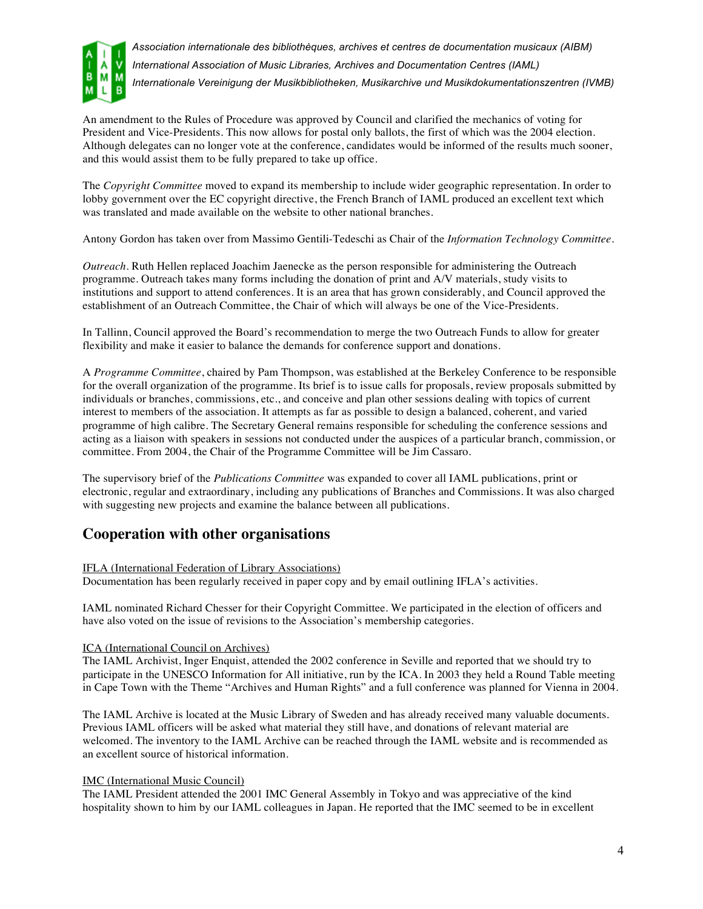An amendment to the Rules of Procedure was approved by Council and clarified the mechanics of voting for President and Vice-Presidents. This now allows for postal only ballots, the first of which was the 2004 election. Although delegates can no longer vote at the conference, candidates would be informed of the results much sooner, and this would assist them to be fully prepared to take up office.

The *Copyright Committee* moved to expand its membership to include wider geographic representation. In order to lobby government over the EC copyright directive, the French Branch of IAML produced an excellent text which was translated and made available on the website to other national branches.

Antony Gordon has taken over from Massimo Gentili-Tedeschi as Chair of the *Information Technology Committee*.

*Outreach*. Ruth Hellen replaced Joachim Jaenecke as the person responsible for administering the Outreach programme. Outreach takes many forms including the donation of print and A/V materials, study visits to institutions and support to attend conferences. It is an area that has grown considerably, and Council approved the establishment of an Outreach Committee, the Chair of which will always be one of the Vice-Presidents.

In Tallinn, Council approved the Board's recommendation to merge the two Outreach Funds to allow for greater flexibility and make it easier to balance the demands for conference support and donations.

A *Programme Committee*, chaired by Pam Thompson, was established at the Berkeley Conference to be responsible for the overall organization of the programme. Its brief is to issue calls for proposals, review proposals submitted by individuals or branches, commissions, etc., and conceive and plan other sessions dealing with topics of current interest to members of the association. It attempts as far as possible to design a balanced, coherent, and varied programme of high calibre. The Secretary General remains responsible for scheduling the conference sessions and acting as a liaison with speakers in sessions not conducted under the auspices of a particular branch, commission, or committee. From 2004, the Chair of the Programme Committee will be Jim Cassaro.

The supervisory brief of the *Publications Committee* was expanded to cover all IAML publications, print or electronic, regular and extraordinary, including any publications of Branches and Commissions. It was also charged with suggesting new projects and examine the balance between all publications.

## Cooperation with other organisations

IFLA (International Federation of Library Associations)
Documentation has been regularly received in paper copy and by email outlining IFLA's activities.

IAML nominated Richard Chesser for their Copyright Committee. We participated in the election of officers and have also voted on the issue of revisions to the Association's membership categories.

ICA (International Council on Archives)
The IAML Archivist, Inger Enquist, attended the 2002 conference in Seville and reported that we should try to participate in the UNESCO Information for All initiative, run by the ICA. In 2003 they held a Round Table meeting in Cape Town with the Theme "Archives and Human Rights" and a full conference was planned for Vienna in 2004.

The IAML Archive is located at the Music Library of Sweden and has already received many valuable documents. Previous IAML officers will be asked what material they still have, and donations of relevant material are welcomed. The inventory to the IAML Archive can be reached through the IAML website and is recommended as an excellent source of historical information.

IMC (International Music Council)
The IAML President attended the 2001 IMC General Assembly in Tokyo and was appreciative of the kind hospitality shown to him by our IAML colleagues in Japan. He reported that the IMC seemed to be in excellent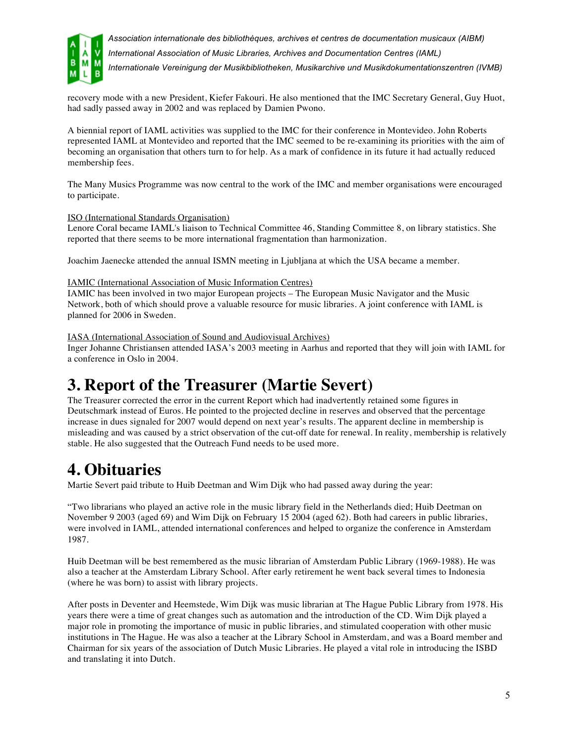recovery mode with a new President, Kiefer Fakouri. He also mentioned that the IMC Secretary General, Guy Huot, had sadly passed away in 2002 and was replaced by Damien Pwono.

A biennial report of IAML activities was supplied to the IMC for their conference in Montevideo. John Roberts represented IAML at Montevideo and reported that the IMC seemed to be re-examining its priorities with the aim of becoming an organisation that others turn to for help. As a mark of confidence in its future it had actually reduced membership fees.

The Many Musics Programme was now central to the work of the IMC and member organisations were encouraged to participate.

ISO (International Standards Organisation)
Lenore Coral became IAML's liaison to Technical Committee 46, Standing Committee 8, on library statistics. She reported that there seems to be more international fragmentation than harmonization.

Joachim Jaenecke attended the annual ISMN meeting in Ljubljana at which the USA became a member.

IAMIC (International Association of Music Information Centres)
IAMIC has been involved in two major European projects – The European Music Navigator and the Music Network, both of which should prove a valuable resource for music libraries. A joint conference with IAML is planned for 2006 in Sweden.

IASA (International Association of Sound and Audiovisual Archives)
Inger Johanne Christiansen attended IASA's 2003 meeting in Aarhus and reported that they will join with IAML for a conference in Oslo in 2004.

# 3. Report of the Treasurer (Martie Severt)

The Treasurer corrected the error in the current Report which had inadvertently retained some figures in Deutschmark instead of Euros. He pointed to the projected decline in reserves and observed that the percentage increase in dues signaled for 2007 would depend on next year's results. The apparent decline in membership is misleading and was caused by a strict observation of the cut-off date for renewal. In reality, membership is relatively stable. He also suggested that the Outreach Fund needs to be used more.

# 4. Obituaries

Martie Severt paid tribute to Huib Deetman and Wim Dijk who had passed away during the year:

"Two librarians who played an active role in the music library field in the Netherlands died; Huib Deetman on November 9 2003 (aged 69) and Wim Dijk on February 15 2004 (aged 62). Both had careers in public libraries, were involved in IAML, attended international conferences and helped to organize the conference in Amsterdam 1987.

Huib Deetman will be best remembered as the music librarian of Amsterdam Public Library (1969-1988). He was also a teacher at the Amsterdam Library School. After early retirement he went back several times to Indonesia (where he was born) to assist with library projects.

After posts in Deventer and Heemstede, Wim Dijk was music librarian at The Hague Public Library from 1978. His years there were a time of great changes such as automation and the introduction of the CD. Wim Dijk played a major role in promoting the importance of music in public libraries, and stimulated cooperation with other music institutions in The Hague. He was also a teacher at the Library School in Amsterdam, and was a Board member and Chairman for six years of the association of Dutch Music Libraries. He played a vital role in introducing the ISBD and translating it into Dutch.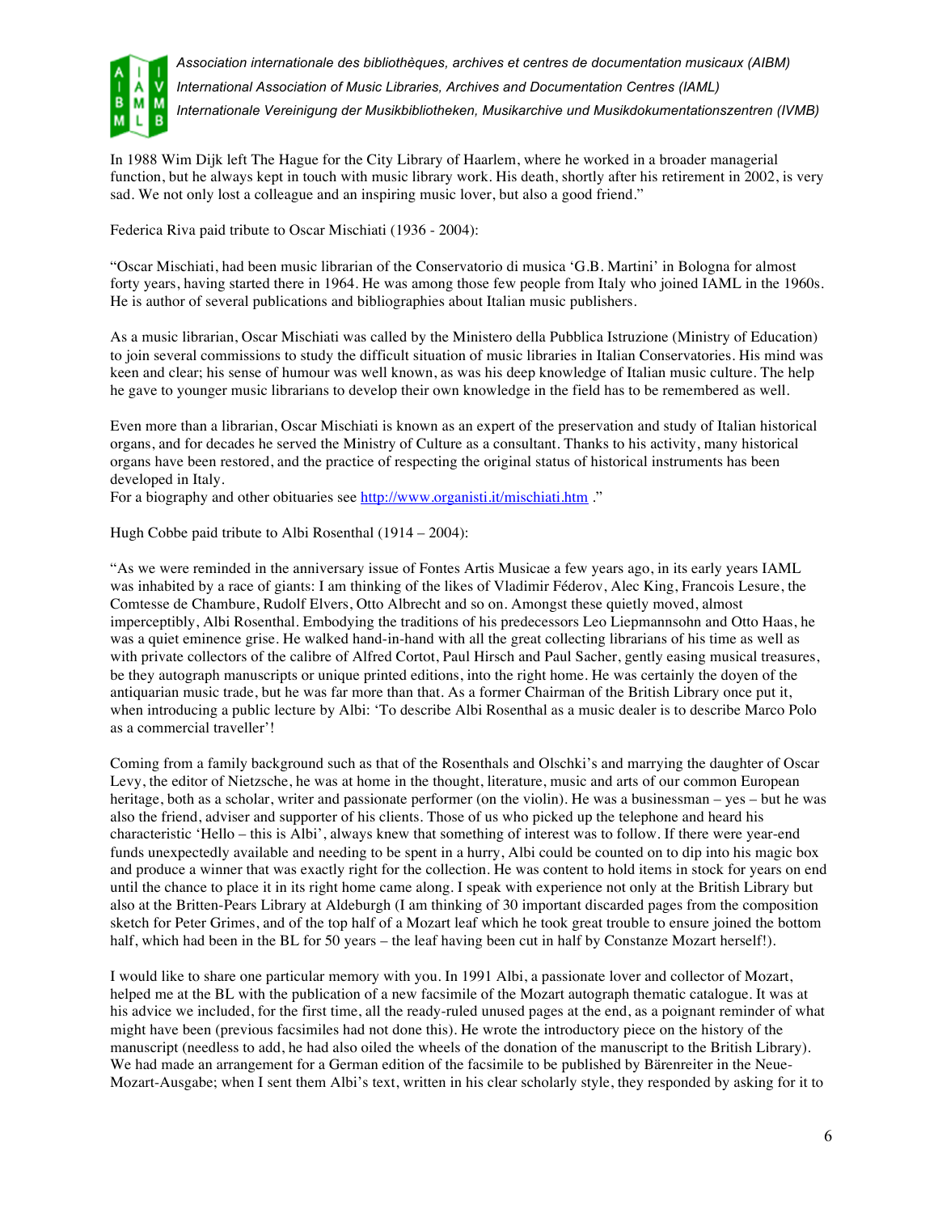In 1988 Wim Dijk left The Hague for the City Library of Haarlem, where he worked in a broader managerial function, but he always kept in touch with music library work. His death, shortly after his retirement in 2002, is very sad. We not only lost a colleague and an inspiring music lover, but also a good friend."

Federica Riva paid tribute to Oscar Mischiati (1936 - 2004):

"Oscar Mischiati, had been music librarian of the Conservatorio di musica 'G.B. Martini' in Bologna for almost forty years, having started there in 1964. He was among those few people from Italy who joined IAML in the 1960s. He is author of several publications and bibliographies about Italian music publishers.

As a music librarian, Oscar Mischiati was called by the Ministero della Pubblica Istruzione (Ministry of Education) to join several commissions to study the difficult situation of music libraries in Italian Conservatories. His mind was keen and clear; his sense of humour was well known, as was his deep knowledge of Italian music culture. The help he gave to younger music librarians to develop their own knowledge in the field has to be remembered as well.

Even more than a librarian, Oscar Mischiati is known as an expert of the preservation and study of Italian historical organs, and for decades he served the Ministry of Culture as a consultant. Thanks to his activity, many historical organs have been restored, and the practice of respecting the original status of historical instruments has been developed in Italy.
For a biography and other obituaries see http://www.organisti.it/mischiati.htm ."

Hugh Cobbe paid tribute to Albi Rosenthal (1914 – 2004):

"As we were reminded in the anniversary issue of Fontes Artis Musicae a few years ago, in its early years IAML was inhabited by a race of giants: I am thinking of the likes of Vladimir Féderov, Alec King, Francois Lesure, the Comtesse de Chambure, Rudolf Elvers, Otto Albrecht and so on. Amongst these quietly moved, almost imperceptibly, Albi Rosenthal. Embodying the traditions of his predecessors Leo Liepmannsohn and Otto Haas, he was a quiet eminence grise. He walked hand-in-hand with all the great collecting librarians of his time as well as with private collectors of the calibre of Alfred Cortot, Paul Hirsch and Paul Sacher, gently easing musical treasures, be they autograph manuscripts or unique printed editions, into the right home. He was certainly the doyen of the antiquarian music trade, but he was far more than that. As a former Chairman of the British Library once put it, when introducing a public lecture by Albi: 'To describe Albi Rosenthal as a music dealer is to describe Marco Polo as a commercial traveller'!

Coming from a family background such as that of the Rosenthals and Olschki's and marrying the daughter of Oscar Levy, the editor of Nietzsche, he was at home in the thought, literature, music and arts of our common European heritage, both as a scholar, writer and passionate performer (on the violin). He was a businessman – yes – but he was also the friend, adviser and supporter of his clients. Those of us who picked up the telephone and heard his characteristic 'Hello – this is Albi', always knew that something of interest was to follow. If there were year-end funds unexpectedly available and needing to be spent in a hurry, Albi could be counted on to dip into his magic box and produce a winner that was exactly right for the collection. He was content to hold items in stock for years on end until the chance to place it in its right home came along. I speak with experience not only at the British Library but also at the Britten-Pears Library at Aldeburgh (I am thinking of 30 important discarded pages from the composition sketch for Peter Grimes, and of the top half of a Mozart leaf which he took great trouble to ensure joined the bottom half, which had been in the BL for 50 years – the leaf having been cut in half by Constanze Mozart herself!).

I would like to share one particular memory with you. In 1991 Albi, a passionate lover and collector of Mozart, helped me at the BL with the publication of a new facsimile of the Mozart autograph thematic catalogue. It was at his advice we included, for the first time, all the ready-ruled unused pages at the end, as a poignant reminder of what might have been (previous facsimiles had not done this). He wrote the introductory piece on the history of the manuscript (needless to add, he had also oiled the wheels of the donation of the manuscript to the British Library). We had made an arrangement for a German edition of the facsimile to be published by Bärenreiter in the Neue-Mozart-Ausgabe; when I sent them Albi's text, written in his clear scholarly style, they responded by asking for it to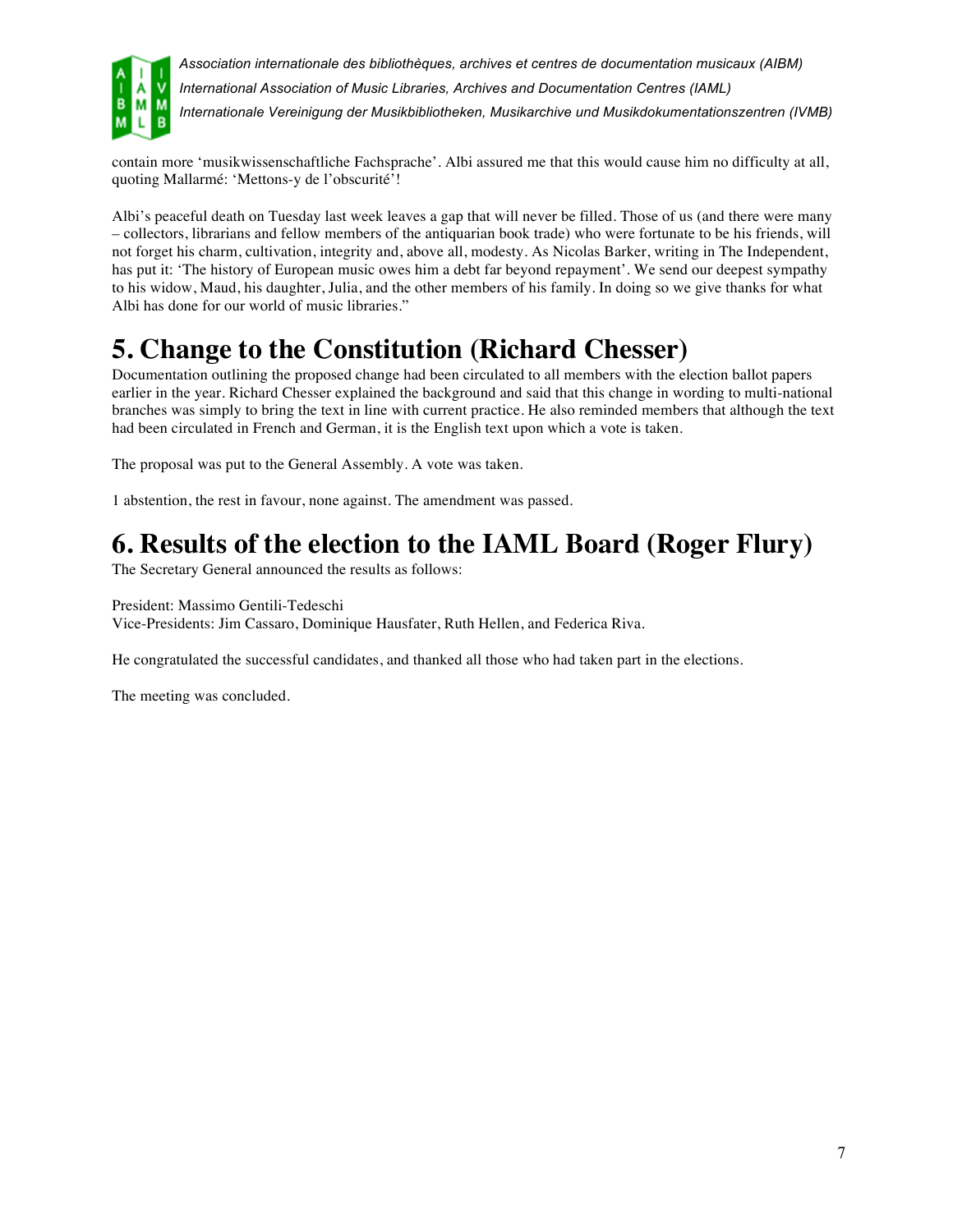contain more 'musikwissenschaftliche Fachsprache'. Albi assured me that this would cause him no difficulty at all, quoting Mallarmé: 'Mettons-y de l'obscurité'!

Albi's peaceful death on Tuesday last week leaves a gap that will never be filled. Those of us (and there were many – collectors, librarians and fellow members of the antiquarian book trade) who were fortunate to be his friends, will not forget his charm, cultivation, integrity and, above all, modesty. As Nicolas Barker, writing in The Independent, has put it: 'The history of European music owes him a debt far beyond repayment'. We send our deepest sympathy to his widow, Maud, his daughter, Julia, and the other members of his family. In doing so we give thanks for what Albi has done for our world of music libraries."

# 5. Change to the Constitution (Richard Chesser)

Documentation outlining the proposed change had been circulated to all members with the election ballot papers earlier in the year. Richard Chesser explained the background and said that this change in wording to multi-national branches was simply to bring the text in line with current practice. He also reminded members that although the text had been circulated in French and German, it is the English text upon which a vote is taken.

The proposal was put to the General Assembly. A vote was taken.

1 abstention, the rest in favour, none against. The amendment was passed.

# 6. Results of the election to the IAML Board (Roger Flury)

The Secretary General announced the results as follows:

President: Massimo Gentili-Tedeschi
Vice-Presidents: Jim Cassaro, Dominique Hausfater, Ruth Hellen, and Federica Riva.

He congratulated the successful candidates, and thanked all those who had taken part in the elections.

The meeting was concluded.